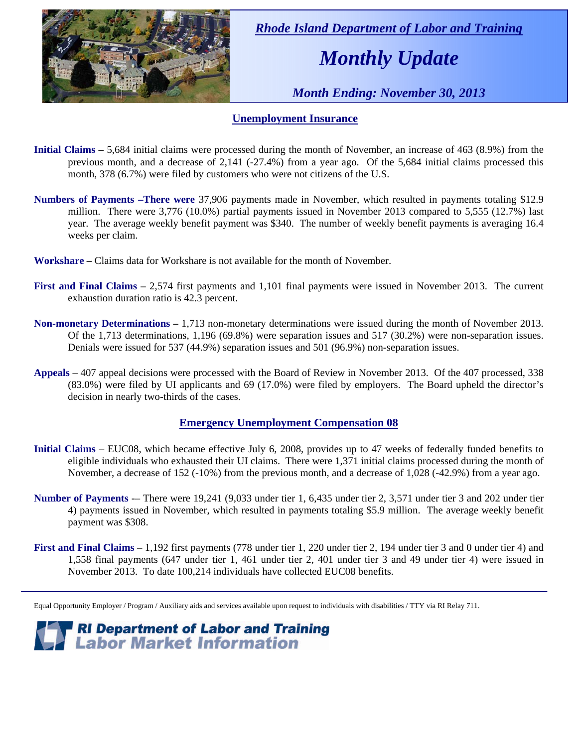*Rhode Island Department of Labor and Training*

# *Monthly Update*

*Month Ending: November 30, 2013*

## Unemployment Insurance

**Initial Claims –** 5,684 initial claims were processed during the month of November, an increase of 463 (8.9%) from the previous month, and a decrease of 2,141 (-27.4%) from a year ago. Of the 5,684 initial claims processed this month, 378 (6.7%) were filed by customers who were not citizens of the U.S.

**Numbers of Payments –There were** 37,906 payments made in November, which resulted in payments totaling $12.9 million. There were 3,776 (10.0%) partial payments issued in November 2013 compared to 5,555 (12.7%) last year. The average weekly benefit payment was $340. The number of weekly benefit payments is averaging 16.4 weeks per claim.

**Workshare –** Claims data for Workshare is not available for the month of November.

**First and Final Claims –** 2,574 first payments and 1,101 final payments were issued in November 2013. The current exhaustion duration ratio is 42.3 percent.

**Non-monetary Determinations –** 1,713 non-monetary determinations were issued during the month of November 2013. Of the 1,713 determinations, 1,196 (69.8%) were separation issues and 517 (30.2%) were non-separation issues. Denials were issued for 537 (44.9%) separation issues and 501 (96.9%) non-separation issues.

**Appeals** – 407 appeal decisions were processed with the Board of Review in November 2013. Of the 407 processed, 338 (83.0%) were filed by UI applicants and 69 (17.0%) were filed by employers. The Board upheld the director's decision in nearly two-thirds of the cases.

## Emergency Unemployment Compensation 08

**Initial Claims** – EUC08, which became effective July 6, 2008, provides up to 47 weeks of federally funded benefits to eligible individuals who exhausted their UI claims. There were 1,371 initial claims processed during the month of November, a decrease of 152 (-10%) from the previous month, and a decrease of 1,028 (-42.9%) from a year ago.

**Number of Payments** -– There were 19,241 (9,033 under tier 1, 6,435 under tier 2, 3,571 under tier 3 and 202 under tier 4) payments issued in November, which resulted in payments totaling $5.9 million. The average weekly benefit payment was $308.

**First and Final Claims** – 1,192 first payments (778 under tier 1, 220 under tier 2, 194 under tier 3 and 0 under tier 4) and 1,558 final payments (647 under tier 1, 461 under tier 2, 401 under tier 3 and 49 under tier 4) were issued in November 2013. To date 100,214 individuals have collected EUC08 benefits.

---

Equal Opportunity Employer / Program / Auxiliary aids and services available upon request to individuals with disabilities / TTY via RI Relay 711.

**RI Department of Labor and Training**
**Labor Market Information**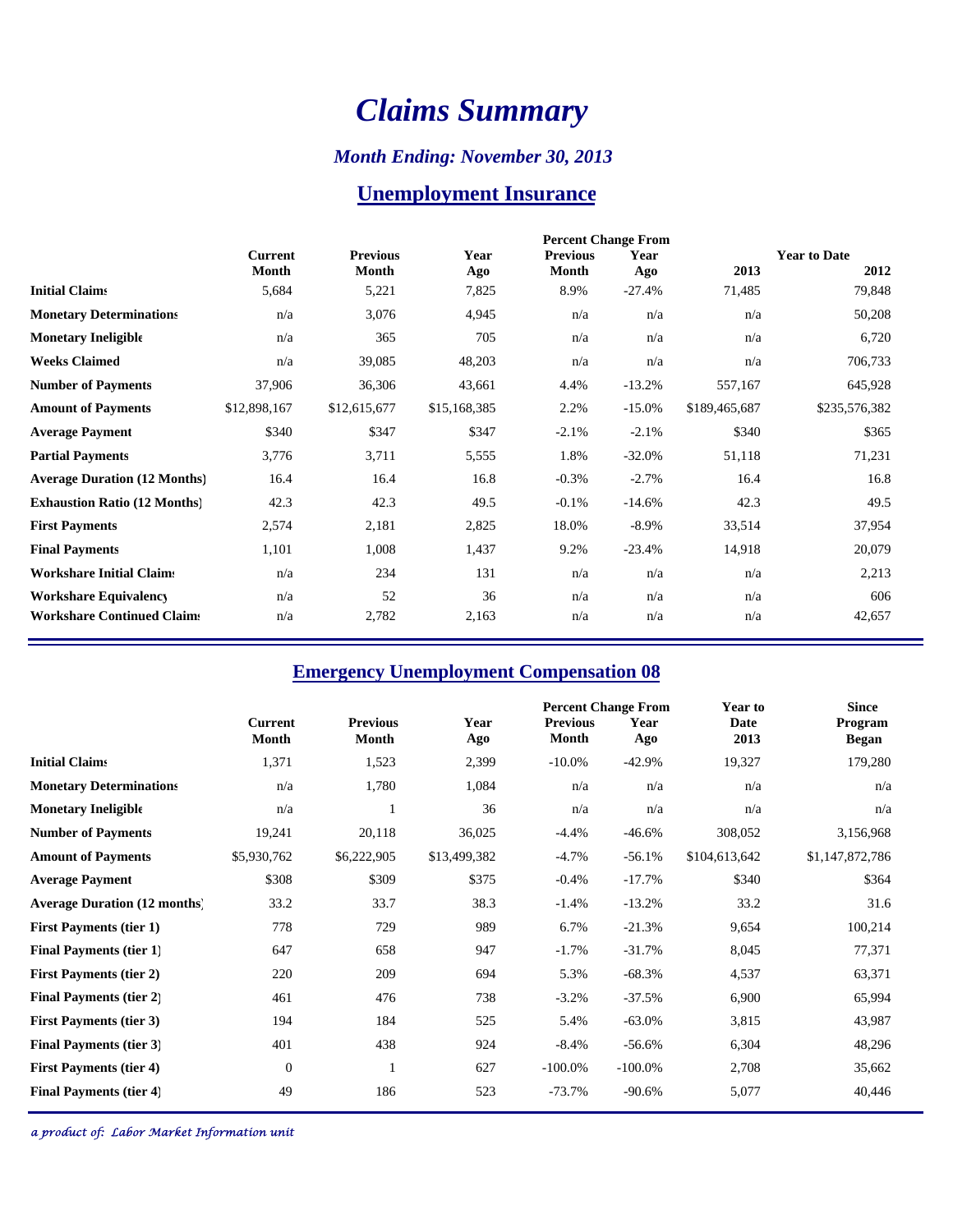# Claims Summary

### Month Ending: November 30, 2013

## Unemployment Insurance

| | Current Month | Previous Month | Year Ago | Percent Change From Previous Month | Percent Change From Year Ago | Year to Date 2013 | Year to Date 2012 |
|---|---|---|---|---|---|---|---|
| **Initial Claims** | 5,684 | 5,221 | 7,825 | 8.9% | -27.4% | 71,485 | 79,848 |
| **Monetary Determinations** | n/a | 3,076 | 4,945 | n/a | n/a | n/a | 50,208 |
| **Monetary Ineligible** | n/a | 365 | 705 | n/a | n/a | n/a | 6,720 |
| **Weeks Claimed** | n/a | 39,085 | 48,203 | n/a | n/a | n/a | 706,733 |
| **Number of Payments** | 37,906 | 36,306 | 43,661 | 4.4% | -13.2% | 557,167 | 645,928 |
| **Amount of Payments** | $12,898,167 | $12,615,677 | $15,168,385 | 2.2% | -15.0% | $189,465,687 | $235,576,382 |
| **Average Payment** | $340 | $347 | $347 | -2.1% | -2.1% | $340 | $365 |
| **Partial Payments** | 3,776 | 3,711 | 5,555 | 1.8% | -32.0% | 51,118 | 71,231 |
| **Average Duration (12 Months)** | 16.4 | 16.4 | 16.8 | -0.3% | -2.7% | 16.4 | 16.8 |
| **Exhaustion Ratio (12 Months)** | 42.3 | 42.3 | 49.5 | -0.1% | -14.6% | 42.3 | 49.5 |
| **First Payments** | 2,574 | 2,181 | 2,825 | 18.0% | -8.9% | 33,514 | 37,954 |
| **Final Payments** | 1,101 | 1,008 | 1,437 | 9.2% | -23.4% | 14,918 | 20,079 |
| **Workshare Initial Claims** | n/a | 234 | 131 | n/a | n/a | n/a | 2,213 |
| **Workshare Equivalency** | n/a | 52 | 36 | n/a | n/a | n/a | 606 |
| **Workshare Continued Claims** | n/a | 2,782 | 2,163 | n/a | n/a | n/a | 42,657 |

## Emergency Unemployment Compensation 08

| | Current Month | Previous Month | Year Ago | Percent Change From Previous Month | Percent Change From Year Ago | Year to Date 2013 | Since Program Began |
|---|---|---|---|---|---|---|---|
| **Initial Claims** | 1,371 | 1,523 | 2,399 | -10.0% | -42.9% | 19,327 | 179,280 |
| **Monetary Determinations** | n/a | 1,780 | 1,084 | n/a | n/a | n/a | n/a |
| **Monetary Ineligible** | n/a | 1 | 36 | n/a | n/a | n/a | n/a |
| **Number of Payments** | 19,241 | 20,118 | 36,025 | -4.4% | -46.6% | 308,052 | 3,156,968 |
| **Amount of Payments** | $5,930,762 | $6,222,905 | $13,499,382 | -4.7% | -56.1% | $104,613,642 | $1,147,872,786 |
| **Average Payment** | $308 | $309 | $375 | -0.4% | -17.7% | $340 | $364 |
| **Average Duration (12 months)** | 33.2 | 33.7 | 38.3 | -1.4% | -13.2% | 33.2 | 31.6 |
| **First Payments (tier 1)** | 778 | 729 | 989 | 6.7% | -21.3% | 9,654 | 100,214 |
| **Final Payments (tier 1)** | 647 | 658 | 947 | -1.7% | -31.7% | 8,045 | 77,371 |
| **First Payments (tier 2)** | 220 | 209 | 694 | 5.3% | -68.3% | 4,537 | 63,371 |
| **Final Payments (tier 2)** | 461 | 476 | 738 | -3.2% | -37.5% | 6,900 | 65,994 |
| **First Payments (tier 3)** | 194 | 184 | 525 | 5.4% | -63.0% | 3,815 | 43,987 |
| **Final Payments (tier 3)** | 401 | 438 | 924 | -8.4% | -56.6% | 6,304 | 48,296 |
| **First Payments (tier 4)** | 0 | 1 | 627 | -100.0% | -100.0% | 2,708 | 35,662 |
| **Final Payments (tier 4)** | 49 | 186 | 523 | -73.7% | -90.6% | 5,077 | 40,446 |

*a product of: Labor Market Information unit*